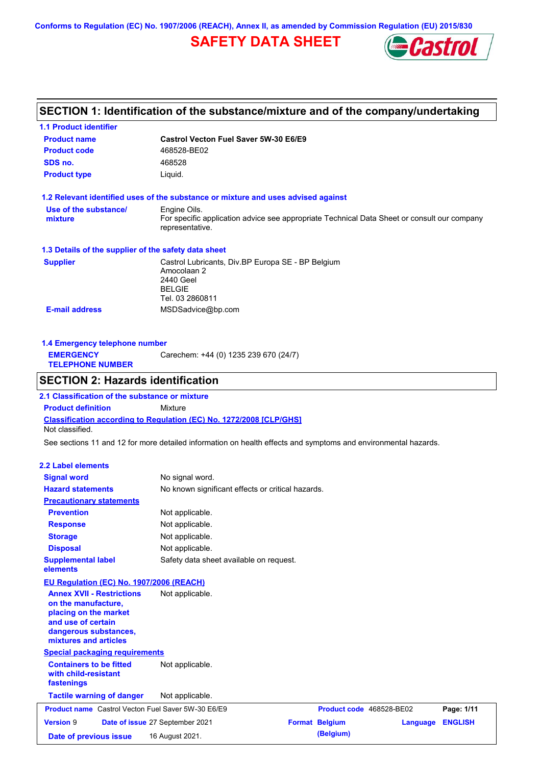Conforms to Regulation (EC) No. 1907/2006 (REACH), Annex II, as amended by Commission Regulation (EU) 2015/830

# SAFETY DATA SHEET

## SECTION 1: Identification of the substance/mixture and of the company/undertaking

### 1.1 Product identifier

| | |
|---|---|
| **Product name** | **Castrol Vecton Fuel Saver 5W-30 E6/E9** |
| **Product code** | 468528-BE02 |
| **SDS no.** | 468528 |
| **Product type** | Liquid. |

### 1.2 Relevant identified uses of the substance or mixture and uses advised against

| | |
|---|---|
| **Use of the substance/ mixture** | Engine Oils. For specific application advice see appropriate Technical Data Sheet or consult our company representative. |

### 1.3 Details of the supplier of the safety data sheet

| | |
|---|---|
| **Supplier** | Castrol Lubricants, Div.BP Europa SE - BP Belgium<br>Amocolaan 2<br>2440 Geel<br>BELGIE<br>Tel. 03 2860811 |
| **E-mail address** | MSDSadvice@bp.com |

### 1.4 Emergency telephone number

| | |
|---|---|
| **EMERGENCY TELEPHONE NUMBER** | Carechem: +44 (0) 1235 239 670 (24/7) |

## SECTION 2: Hazards identification

### 2.1 Classification of the substance or mixture

**Product definition** Mixture

**Classification according to Regulation (EC) No. 1272/2008 [CLP/GHS]**

Not classified.

See sections 11 and 12 for more detailed information on health effects and symptoms and environmental hazards.

### 2.2 Label elements

| | |
|---|---|
| **Signal word** | No signal word. |
| **Hazard statements** | No known significant effects or critical hazards. |
| **Precautionary statements** | |
| **Prevention** | Not applicable. |
| **Response** | Not applicable. |
| **Storage** | Not applicable. |
| **Disposal** | Not applicable. |
| **Supplemental label elements** | Safety data sheet available on request. |

**EU Regulation (EC) No. 1907/2006 (REACH)**

| | |
|---|---|
| **Annex XVII - Restrictions on the manufacture, placing on the market and use of certain dangerous substances, mixtures and articles** | Not applicable. |

**Special packaging requirements**

| | |
|---|---|
| **Containers to be fitted with child-resistant fastenings** | Not applicable. |
| **Tactile warning of danger** | Not applicable. |

| | | | |
|---|---|---|---|
| **Product name** Castrol Vecton Fuel Saver 5W-30 E6/E9 | | **Product code** 468528-BE02 | |
| **Version** 9 | **Date of issue** 27 September 2021 | **Format** Belgium (Belgium) | **Language** ENGLISH |
| **Date of previous issue** | 16 August 2021. | | |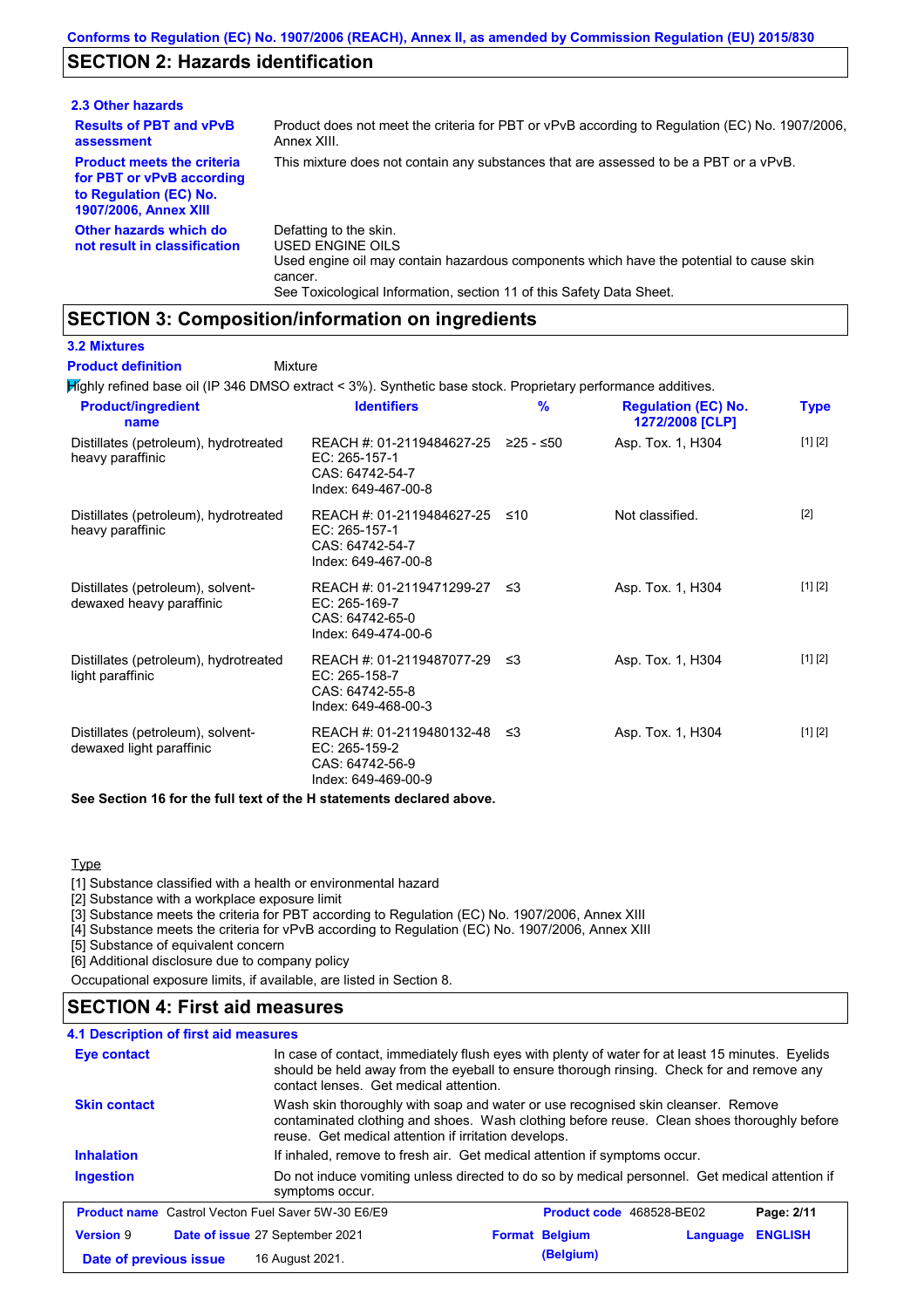Conforms to Regulation (EC) No. 1907/2006 (REACH), Annex II, as amended by Commission Regulation (EU) 2015/830

## SECTION 2: Hazards identification

### 2.3 Other hazards

**Results of PBT and vPvB assessment**
Product does not meet the criteria for PBT or vPvB according to Regulation (EC) No. 1907/2006, Annex XIII.

**Product meets the criteria for PBT or vPvB according to Regulation (EC) No. 1907/2006, Annex XIII**
This mixture does not contain any substances that are assessed to be a PBT or a vPvB.

**Other hazards which do not result in classification**
Defatting to the skin.
USED ENGINE OILS
Used engine oil may contain hazardous components which have the potential to cause skin cancer.
See Toxicological Information, section 11 of this Safety Data Sheet.

## SECTION 3: Composition/information on ingredients

### 3.2 Mixtures

**Product definition** Mixture

Highly refined base oil (IP 346 DMSO extract < 3%). Synthetic base stock. Proprietary performance additives.

| Product/ingredient name | Identifiers | % | Regulation (EC) No. 1272/2008 [CLP] | Type |
|---|---|---|---|---|
| Distillates (petroleum), hydrotreated heavy paraffinic | REACH #: 01-2119484627-25<br>EC: 265-157-1<br>CAS: 64742-54-7<br>Index: 649-467-00-8 | ≥25 - ≤50 | Asp. Tox. 1, H304 | [1] [2] |
| Distillates (petroleum), hydrotreated heavy paraffinic | REACH #: 01-2119484627-25<br>EC: 265-157-1<br>CAS: 64742-54-7<br>Index: 649-467-00-8 | ≤10 | Not classified. | [2] |
| Distillates (petroleum), solvent-dewaxed heavy paraffinic | REACH #: 01-2119471299-27<br>EC: 265-169-7<br>CAS: 64742-65-0<br>Index: 649-474-00-6 | ≤3 | Asp. Tox. 1, H304 | [1] [2] |
| Distillates (petroleum), hydrotreated light paraffinic | REACH #: 01-2119487077-29<br>EC: 265-158-7<br>CAS: 64742-55-8<br>Index: 649-468-00-3 | ≤3 | Asp. Tox. 1, H304 | [1] [2] |
| Distillates (petroleum), solvent-dewaxed light paraffinic | REACH #: 01-2119480132-48<br>EC: 265-159-2<br>CAS: 64742-56-9<br>Index: 649-469-00-9 | ≤3 | Asp. Tox. 1, H304 | [1] [2] |

**See Section 16 for the full text of the H statements declared above.**

Type
[1] Substance classified with a health or environmental hazard
[2] Substance with a workplace exposure limit
[3] Substance meets the criteria for PBT according to Regulation (EC) No. 1907/2006, Annex XIII
[4] Substance meets the criteria for vPvB according to Regulation (EC) No. 1907/2006, Annex XIII
[5] Substance of equivalent concern
[6] Additional disclosure due to company policy

Occupational exposure limits, if available, are listed in Section 8.

## SECTION 4: First aid measures

### 4.1 Description of first aid measures

**Eye contact**
In case of contact, immediately flush eyes with plenty of water for at least 15 minutes. Eyelids should be held away from the eyeball to ensure thorough rinsing. Check for and remove any contact lenses. Get medical attention.

**Skin contact**
Wash skin thoroughly with soap and water or use recognised skin cleanser. Remove contaminated clothing and shoes. Wash clothing before reuse. Clean shoes thoroughly before reuse. Get medical attention if irritation develops.

**Inhalation**
If inhaled, remove to fresh air. Get medical attention if symptoms occur.

**Ingestion**
Do not induce vomiting unless directed to do so by medical personnel. Get medical attention if symptoms occur.

| Product name Castrol Vecton Fuel Saver 5W-30 E6/E9 | | Product code 468528-BE02 | |
|---|---|---|---|
| Version 9 | Date of issue 27 September 2021 | Format Belgium (Belgium) | Language ENGLISH |
| Date of previous issue | 16 August 2021. | | |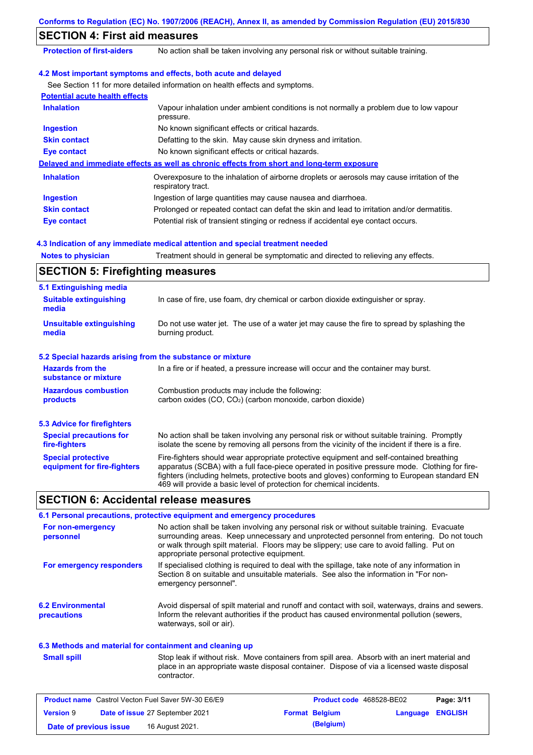## SECTION 4: First aid measures

| | |
|---|---|
| **Protection of first-aiders** | No action shall be taken involving any personal risk or without suitable training. |

### 4.2 Most important symptoms and effects, both acute and delayed

See Section 11 for more detailed information on health effects and symptoms.

**Potential acute health effects**

| | |
|---|---|
| **Inhalation** | Vapour inhalation under ambient conditions is not normally a problem due to low vapour pressure. |
| **Ingestion** | No known significant effects or critical hazards. |
| **Skin contact** | Defatting to the skin. May cause skin dryness and irritation. |
| **Eye contact** | No known significant effects or critical hazards. |

**Delayed and immediate effects as well as chronic effects from short and long-term exposure**

| | |
|---|---|
| **Inhalation** | Overexposure to the inhalation of airborne droplets or aerosols may cause irritation of the respiratory tract. |
| **Ingestion** | Ingestion of large quantities may cause nausea and diarrhoea. |
| **Skin contact** | Prolonged or repeated contact can defat the skin and lead to irritation and/or dermatitis. |
| **Eye contact** | Potential risk of transient stinging or redness if accidental eye contact occurs. |

### 4.3 Indication of any immediate medical attention and special treatment needed

| | |
|---|---|
| **Notes to physician** | Treatment should in general be symptomatic and directed to relieving any effects. |

## SECTION 5: Firefighting measures

### 5.1 Extinguishing media

| | |
|---|---|
| **Suitable extinguishing media** | In case of fire, use foam, dry chemical or carbon dioxide extinguisher or spray. |
| **Unsuitable extinguishing media** | Do not use water jet. The use of a water jet may cause the fire to spread by splashing the burning product. |

### 5.2 Special hazards arising from the substance or mixture

| | |
|---|---|
| **Hazards from the substance or mixture** | In a fire or if heated, a pressure increase will occur and the container may burst. |
| **Hazardous combustion products** | Combustion products may include the following: carbon oxides (CO, $CO_2$) (carbon monoxide, carbon dioxide) |

### 5.3 Advice for firefighters

| | |
|---|---|
| **Special precautions for fire-fighters** | No action shall be taken involving any personal risk or without suitable training. Promptly isolate the scene by removing all persons from the vicinity of the incident if there is a fire. |
| **Special protective equipment for fire-fighters** | Fire-fighters should wear appropriate protective equipment and self-contained breathing apparatus (SCBA) with a full face-piece operated in positive pressure mode. Clothing for fire-fighters (including helmets, protective boots and gloves) conforming to European standard EN 469 will provide a basic level of protection for chemical incidents. |

## SECTION 6: Accidental release measures

### 6.1 Personal precautions, protective equipment and emergency procedures

| | |
|---|---|
| **For non-emergency personnel** | No action shall be taken involving any personal risk or without suitable training. Evacuate surrounding areas. Keep unnecessary and unprotected personnel from entering. Do not touch or walk through spilt material. Floors may be slippery; use care to avoid falling. Put on appropriate personal protective equipment. |
| **For emergency responders** | If specialised clothing is required to deal with the spillage, take note of any information in Section 8 on suitable and unsuitable materials. See also the information in "For non-emergency personnel". |

| | |
|---|---|
| **6.2 Environmental precautions** | Avoid dispersal of spilt material and runoff and contact with soil, waterways, drains and sewers. Inform the relevant authorities if the product has caused environmental pollution (sewers, waterways, soil or air). |

### 6.3 Methods and material for containment and cleaning up

| | |
|---|---|
| **Small spill** | Stop leak if without risk. Move containers from spill area. Absorb with an inert material and place in an appropriate waste disposal container. Dispose of via a licensed waste disposal contractor. |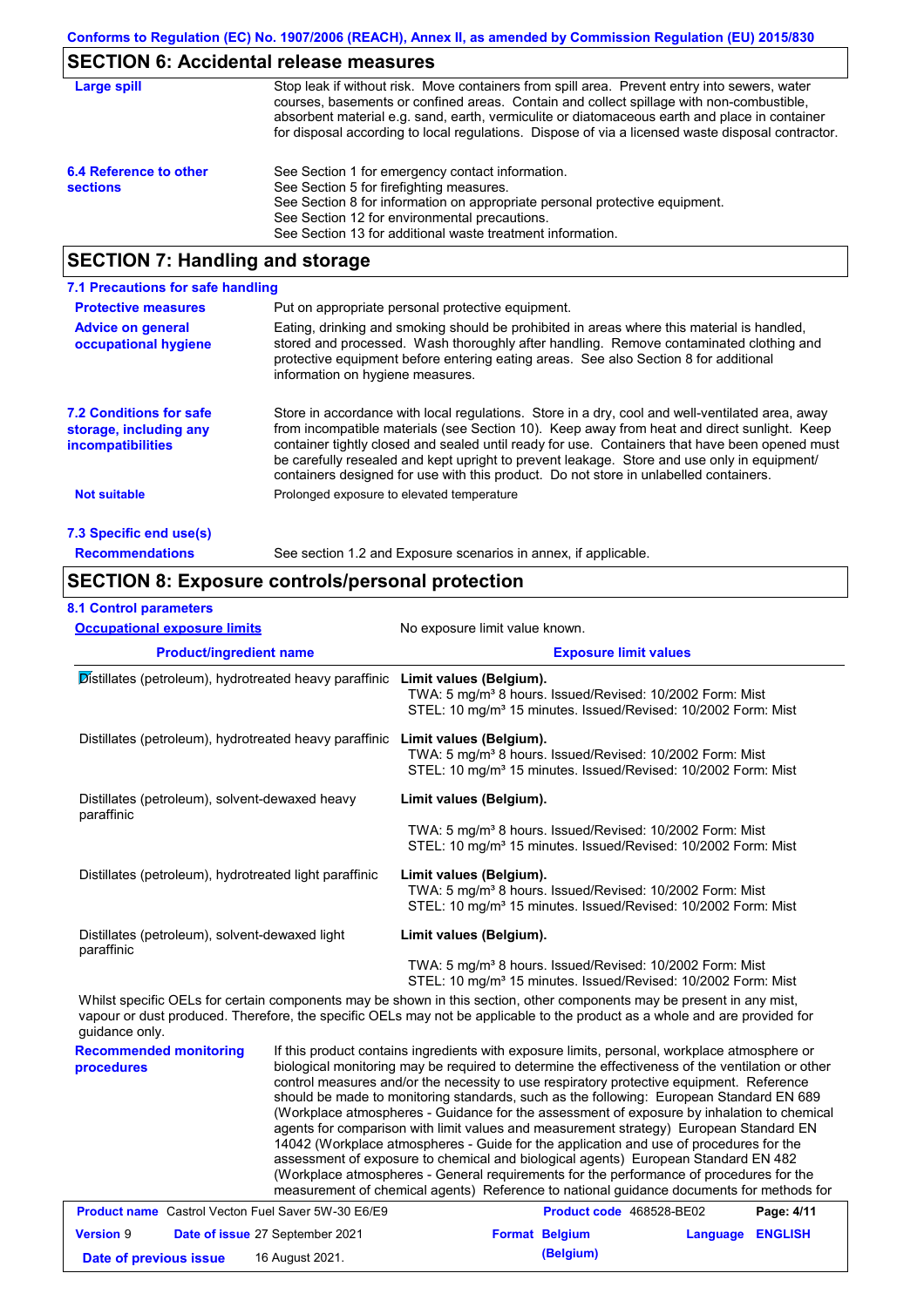## SECTION 6: Accidental release measures

**Large spill**

Stop leak if without risk. Move containers from spill area. Prevent entry into sewers, water courses, basements or confined areas. Contain and collect spillage with non-combustible, absorbent material e.g. sand, earth, vermiculite or diatomaceous earth and place in container for disposal according to local regulations. Dispose of via a licensed waste disposal contractor.

**6.4 Reference to other sections**

See Section 1 for emergency contact information.
See Section 5 for firefighting measures.
See Section 8 for information on appropriate personal protective equipment.
See Section 12 for environmental precautions.
See Section 13 for additional waste treatment information.

## SECTION 7: Handling and storage

### 7.1 Precautions for safe handling

**Protective measures**

Put on appropriate personal protective equipment.

**Advice on general occupational hygiene**

Eating, drinking and smoking should be prohibited in areas where this material is handled, stored and processed. Wash thoroughly after handling. Remove contaminated clothing and protective equipment before entering eating areas. See also Section 8 for additional information on hygiene measures.

**7.2 Conditions for safe storage, including any incompatibilities**

Store in accordance with local regulations. Store in a dry, cool and well-ventilated area, away from incompatible materials (see Section 10). Keep away from heat and direct sunlight. Keep container tightly closed and sealed until ready for use. Containers that have been opened must be carefully resealed and kept upright to prevent leakage. Store and use only in equipment/ containers designed for use with this product. Do not store in unlabelled containers.

**Not suitable**

Prolonged exposure to elevated temperature

### 7.3 Specific end use(s)

**Recommendations**

See section 1.2 and Exposure scenarios in annex, if applicable.

## SECTION 8: Exposure controls/personal protection

### 8.1 Control parameters

**Occupational exposure limits**

No exposure limit value known.

| Product/ingredient name | Exposure limit values |
|---|---|
| Distillates (petroleum), hydrotreated heavy paraffinic | **Limit values (Belgium).** TWA: 5 mg/m³ 8 hours. Issued/Revised: 10/2002 Form: Mist STEL: 10 mg/m³ 15 minutes. Issued/Revised: 10/2002 Form: Mist |
| Distillates (petroleum), hydrotreated heavy paraffinic | **Limit values (Belgium).** TWA: 5 mg/m³ 8 hours. Issued/Revised: 10/2002 Form: Mist STEL: 10 mg/m³ 15 minutes. Issued/Revised: 10/2002 Form: Mist |
| Distillates (petroleum), solvent-dewaxed heavy paraffinic | **Limit values (Belgium).** TWA: 5 mg/m³ 8 hours. Issued/Revised: 10/2002 Form: Mist STEL: 10 mg/m³ 15 minutes. Issued/Revised: 10/2002 Form: Mist |
| Distillates (petroleum), hydrotreated light paraffinic | **Limit values (Belgium).** TWA: 5 mg/m³ 8 hours. Issued/Revised: 10/2002 Form: Mist STEL: 10 mg/m³ 15 minutes. Issued/Revised: 10/2002 Form: Mist |
| Distillates (petroleum), solvent-dewaxed light paraffinic | **Limit values (Belgium).** TWA: 5 mg/m³ 8 hours. Issued/Revised: 10/2002 Form: Mist STEL: 10 mg/m³ 15 minutes. Issued/Revised: 10/2002 Form: Mist |

Whilst specific OELs for certain components may be shown in this section, other components may be present in any mist, vapour or dust produced. Therefore, the specific OELs may not be applicable to the product as a whole and are provided for guidance only.

**Recommended monitoring procedures**

If this product contains ingredients with exposure limits, personal, workplace atmosphere or biological monitoring may be required to determine the effectiveness of the ventilation or other control measures and/or the necessity to use respiratory protective equipment. Reference should be made to monitoring standards, such as the following: European Standard EN 689 (Workplace atmospheres - Guidance for the assessment of exposure by inhalation to chemical agents for comparison with limit values and measurement strategy) European Standard EN 14042 (Workplace atmospheres - Guide for the application and use of procedures for the assessment of exposure to chemical and biological agents) European Standard EN 482 (Workplace atmospheres - General requirements for the performance of procedures for the measurement of chemical agents) Reference to national guidance documents for methods for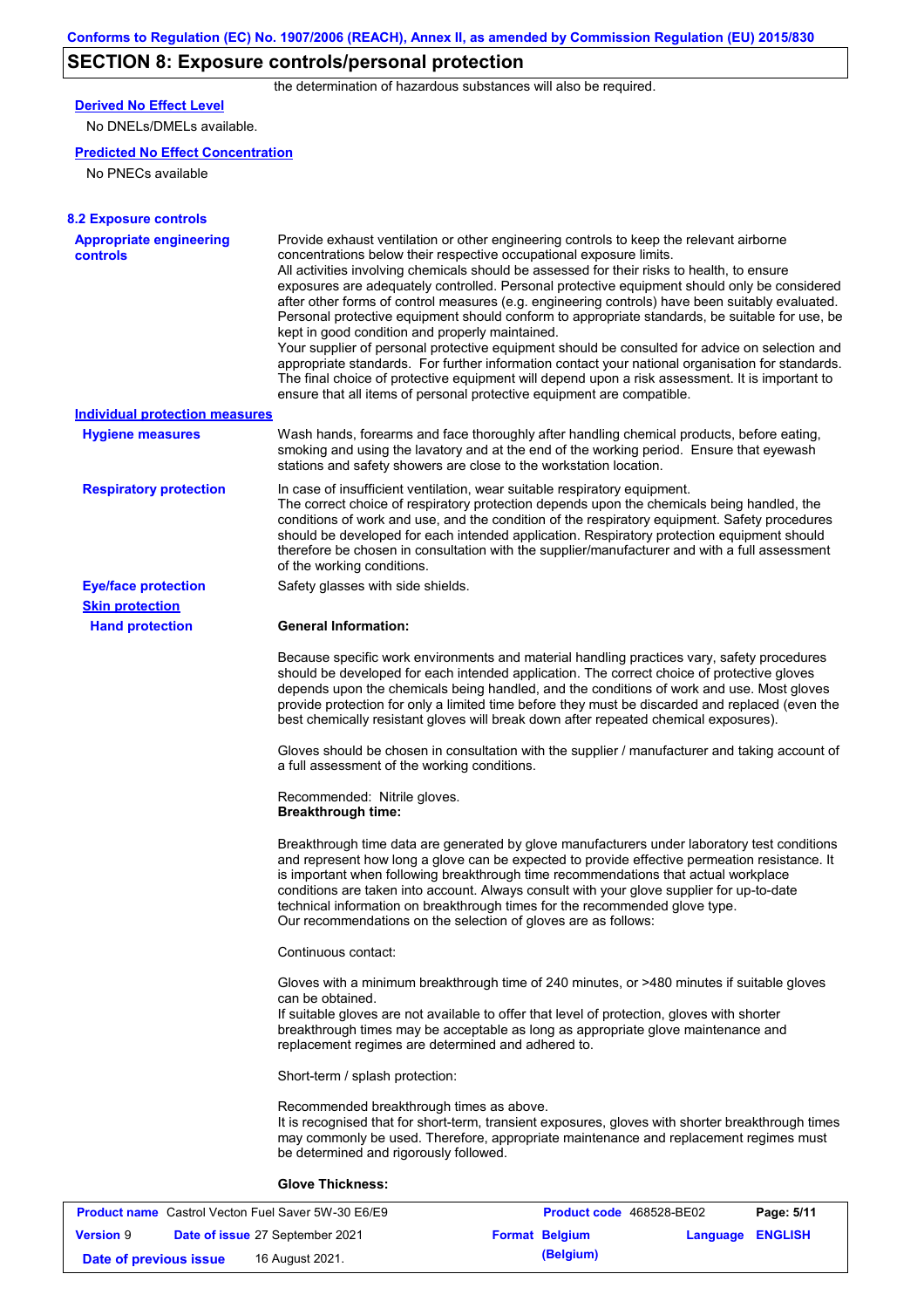## SECTION 8: Exposure controls/personal protection

the determination of hazardous substances will also be required.

**Derived No Effect Level**

No DNELs/DMELs available.

**Predicted No Effect Concentration**

No PNECs available

### 8.2 Exposure controls

**Appropriate engineering controls**

Provide exhaust ventilation or other engineering controls to keep the relevant airborne concentrations below their respective occupational exposure limits.
All activities involving chemicals should be assessed for their risks to health, to ensure exposures are adequately controlled. Personal protective equipment should only be considered after other forms of control measures (e.g. engineering controls) have been suitably evaluated. Personal protective equipment should conform to appropriate standards, be suitable for use, be kept in good condition and properly maintained.
Your supplier of personal protective equipment should be consulted for advice on selection and appropriate standards. For further information contact your national organisation for standards. The final choice of protective equipment will depend upon a risk assessment. It is important to ensure that all items of personal protective equipment are compatible.

**Individual protection measures**

**Hygiene measures**

Wash hands, forearms and face thoroughly after handling chemical products, before eating, smoking and using the lavatory and at the end of the working period. Ensure that eyewash stations and safety showers are close to the workstation location.

**Respiratory protection**

In case of insufficient ventilation, wear suitable respiratory equipment.
The correct choice of respiratory protection depends upon the chemicals being handled, the conditions of work and use, and the condition of the respiratory equipment. Safety procedures should be developed for each intended application. Respiratory protection equipment should therefore be chosen in consultation with the supplier/manufacturer and with a full assessment of the working conditions.

**Eye/face protection**

Safety glasses with side shields.

**Skin protection**

**Hand protection**

**General Information:**

Because specific work environments and material handling practices vary, safety procedures should be developed for each intended application. The correct choice of protective gloves depends upon the chemicals being handled, and the conditions of work and use. Most gloves provide protection for only a limited time before they must be discarded and replaced (even the best chemically resistant gloves will break down after repeated chemical exposures).

Gloves should be chosen in consultation with the supplier / manufacturer and taking account of a full assessment of the working conditions.

Recommended: Nitrile gloves.
**Breakthrough time:**

Breakthrough time data are generated by glove manufacturers under laboratory test conditions and represent how long a glove can be expected to provide effective permeation resistance. It is important when following breakthrough time recommendations that actual workplace conditions are taken into account. Always consult with your glove supplier for up-to-date technical information on breakthrough times for the recommended glove type.
Our recommendations on the selection of gloves are as follows:

Continuous contact:

Gloves with a minimum breakthrough time of 240 minutes, or >480 minutes if suitable gloves can be obtained.
If suitable gloves are not available to offer that level of protection, gloves with shorter breakthrough times may be acceptable as long as appropriate glove maintenance and replacement regimes are determined and adhered to.

Short-term / splash protection:

Recommended breakthrough times as above.
It is recognised that for short-term, transient exposures, gloves with shorter breakthrough times may commonly be used. Therefore, appropriate maintenance and replacement regimes must be determined and rigorously followed.

**Glove Thickness:**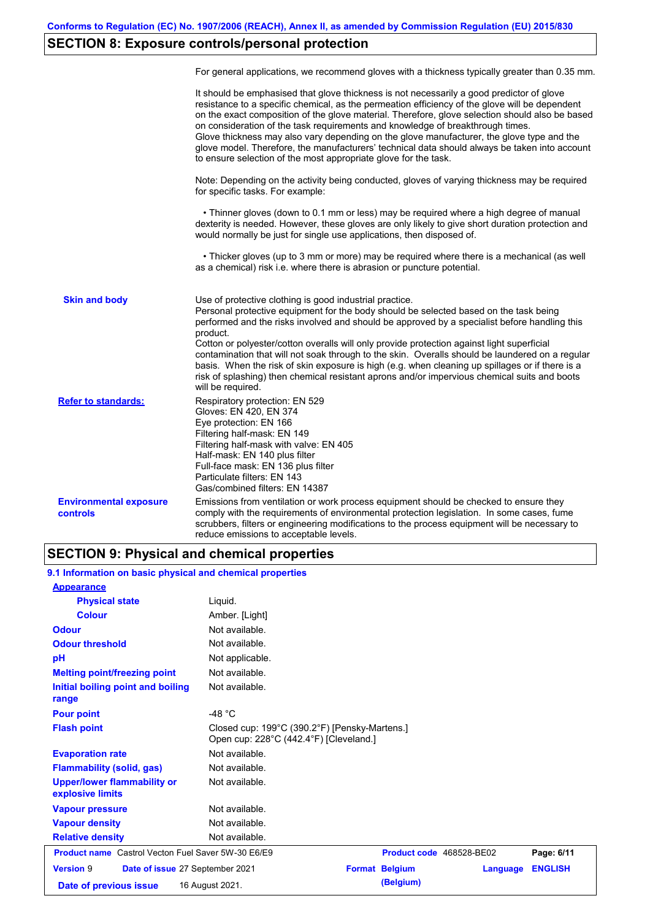## SECTION 8: Exposure controls/personal protection

For general applications, we recommend gloves with a thickness typically greater than 0.35 mm.

It should be emphasised that glove thickness is not necessarily a good predictor of glove resistance to a specific chemical, as the permeation efficiency of the glove will be dependent on the exact composition of the glove material. Therefore, glove selection should also be based on consideration of the task requirements and knowledge of breakthrough times.
Glove thickness may also vary depending on the glove manufacturer, the glove type and the glove model. Therefore, the manufacturers' technical data should always be taken into account to ensure selection of the most appropriate glove for the task.

Note: Depending on the activity being conducted, gloves of varying thickness may be required for specific tasks. For example:

- Thinner gloves (down to 0.1 mm or less) may be required where a high degree of manual dexterity is needed. However, these gloves are only likely to give short duration protection and would normally be just for single use applications, then disposed of.

- Thicker gloves (up to 3 mm or more) may be required where there is a mechanical (as well as a chemical) risk i.e. where there is abrasion or puncture potential.

**Skin and body**

Use of protective clothing is good industrial practice.
Personal protective equipment for the body should be selected based on the task being performed and the risks involved and should be approved by a specialist before handling this product.
Cotton or polyester/cotton overalls will only provide protection against light superficial contamination that will not soak through to the skin. Overalls should be laundered on a regular basis. When the risk of skin exposure is high (e.g. when cleaning up spillages or if there is a risk of splashing) then chemical resistant aprons and/or impervious chemical suits and boots will be required.

**Refer to standards:**

Respiratory protection: EN 529
Gloves: EN 420, EN 374
Eye protection: EN 166
Filtering half-mask: EN 149
Filtering half-mask with valve: EN 405
Half-mask: EN 140 plus filter
Full-face mask: EN 136 plus filter
Particulate filters: EN 143
Gas/combined filters: EN 14387

**Environmental exposure controls**

Emissions from ventilation or work process equipment should be checked to ensure they comply with the requirements of environmental protection legislation. In some cases, fume scrubbers, filters or engineering modifications to the process equipment will be necessary to reduce emissions to acceptable levels.

## SECTION 9: Physical and chemical properties

### 9.1 Information on basic physical and chemical properties

| | |
|---|---|
| **Appearance** | |
| **Physical state** | Liquid. |
| **Colour** | Amber. [Light] |
| **Odour** | Not available. |
| **Odour threshold** | Not available. |
| **pH** | Not applicable. |
| **Melting point/freezing point** | Not available. |
| **Initial boiling point and boiling range** | Not available. |
| **Pour point** | -48 °C |
| **Flash point** | Closed cup: 199°C (390.2°F) [Pensky-Martens.]<br>Open cup: 228°C (442.4°F) [Cleveland.] |
| **Evaporation rate** | Not available. |
| **Flammability (solid, gas)** | Not available. |
| **Upper/lower flammability or explosive limits** | Not available. |
| **Vapour pressure** | Not available. |
| **Vapour density** | Not available. |
| **Relative density** | Not available. |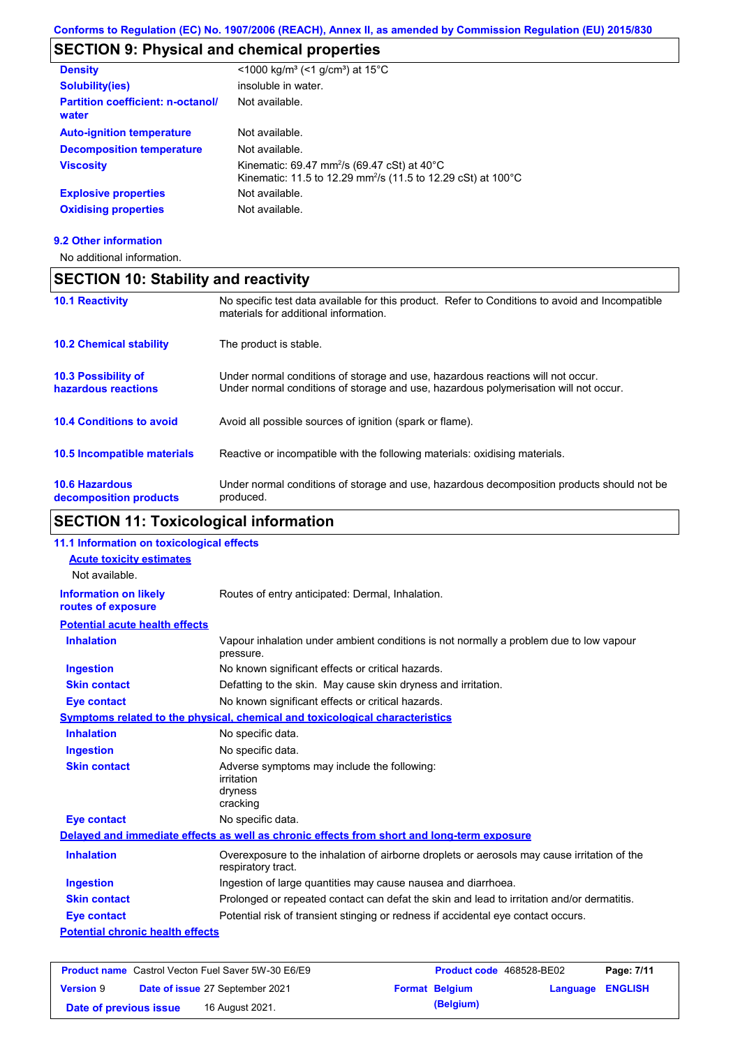## SECTION 9: Physical and chemical properties

| | |
|---|---|
| **Density** | <1000 kg/m³ (<1 g/cm³) at 15°C |
| **Solubility(ies)** | insoluble in water. |
| **Partition coefficient: n-octanol/ water** | Not available. |
| **Auto-ignition temperature** | Not available. |
| **Decomposition temperature** | Not available. |
| **Viscosity** | Kinematic: 69.47 mm²/s (69.47 cSt) at 40°C<br>Kinematic: 11.5 to 12.29 mm²/s (11.5 to 12.29 cSt) at 100°C |
| **Explosive properties** | Not available. |
| **Oxidising properties** | Not available. |

### 9.2 Other information

No additional information.

## SECTION 10: Stability and reactivity

| | |
|---|---|
| **10.1 Reactivity** | No specific test data available for this product. Refer to Conditions to avoid and Incompatible materials for additional information. |
| **10.2 Chemical stability** | The product is stable. |
| **10.3 Possibility of hazardous reactions** | Under normal conditions of storage and use, hazardous reactions will not occur.<br>Under normal conditions of storage and use, hazardous polymerisation will not occur. |
| **10.4 Conditions to avoid** | Avoid all possible sources of ignition (spark or flame). |
| **10.5 Incompatible materials** | Reactive or incompatible with the following materials: oxidising materials. |
| **10.6 Hazardous decomposition products** | Under normal conditions of storage and use, hazardous decomposition products should not be produced. |

## SECTION 11: Toxicological information

### 11.1 Information on toxicological effects

**Acute toxicity estimates**

Not available.

| | |
|---|---|
| **Information on likely routes of exposure** | Routes of entry anticipated: Dermal, Inhalation. |

**Potential acute health effects**

| | |
|---|---|
| **Inhalation** | Vapour inhalation under ambient conditions is not normally a problem due to low vapour pressure. |
| **Ingestion** | No known significant effects or critical hazards. |
| **Skin contact** | Defatting to the skin. May cause skin dryness and irritation. |
| **Eye contact** | No known significant effects or critical hazards. |

**Symptoms related to the physical, chemical and toxicological characteristics**

| | |
|---|---|
| **Inhalation** | No specific data. |
| **Ingestion** | No specific data. |
| **Skin contact** | Adverse symptoms may include the following:<br>irritation<br>dryness<br>cracking |
| **Eye contact** | No specific data. |

**Delayed and immediate effects as well as chronic effects from short and long-term exposure**

| | |
|---|---|
| **Inhalation** | Overexposure to the inhalation of airborne droplets or aerosols may cause irritation of the respiratory tract. |
| **Ingestion** | Ingestion of large quantities may cause nausea and diarrhoea. |
| **Skin contact** | Prolonged or repeated contact can defat the skin and lead to irritation and/or dermatitis. |
| **Eye contact** | Potential risk of transient stinging or redness if accidental eye contact occurs. |

**Potential chronic health effects**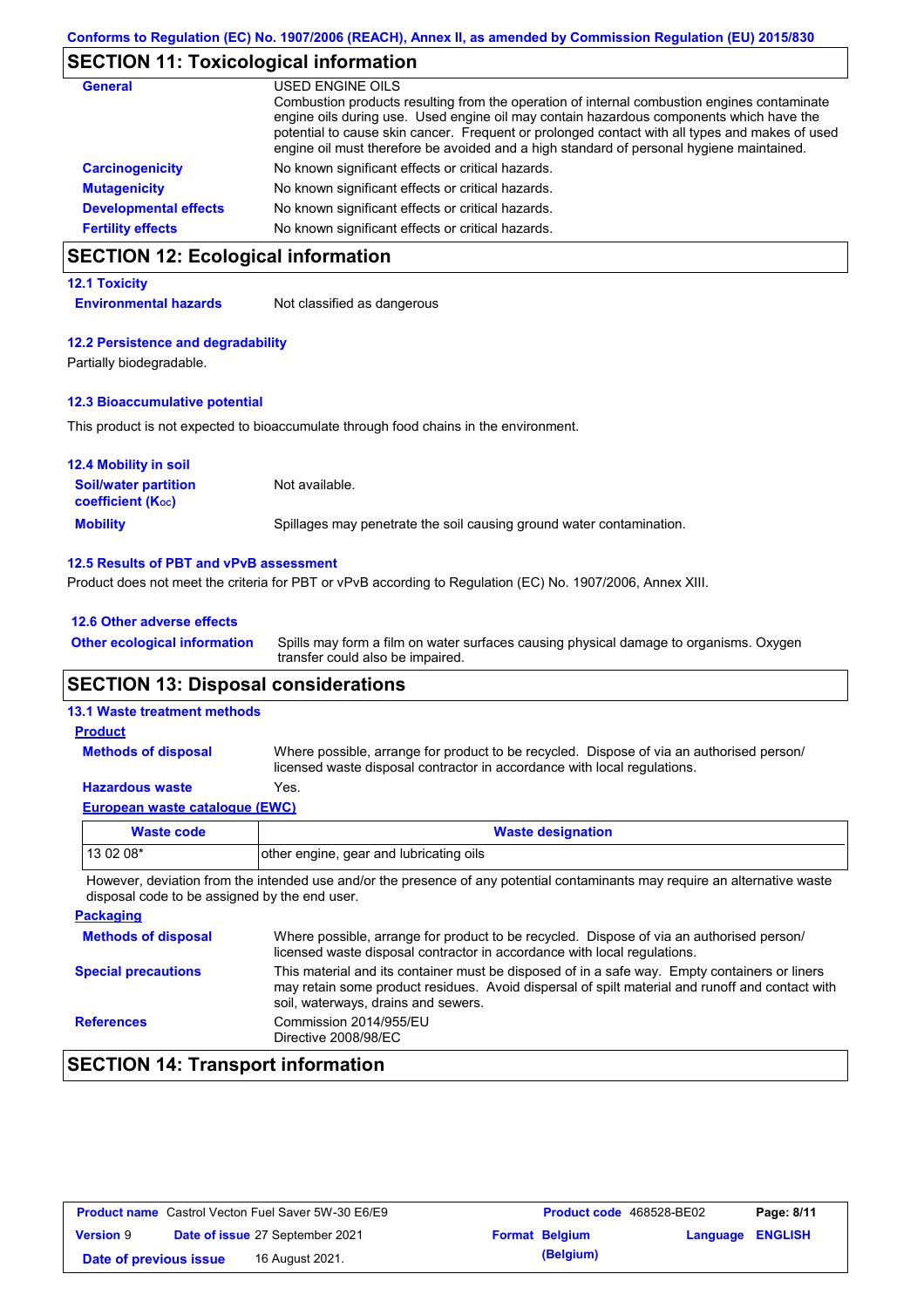## SECTION 11: Toxicological information

**General** USED ENGINE OILS
Combustion products resulting from the operation of internal combustion engines contaminate engine oils during use. Used engine oil may contain hazardous components which have the potential to cause skin cancer. Frequent or prolonged contact with all types and makes of used engine oil must therefore be avoided and a high standard of personal hygiene maintained.

**Carcinogenicity** No known significant effects or critical hazards.

**Mutagenicity** No known significant effects or critical hazards.

**Developmental effects** No known significant effects or critical hazards.

**Fertility effects** No known significant effects or critical hazards.

## SECTION 12: Ecological information

### 12.1 Toxicity

**Environmental hazards** Not classified as dangerous

### 12.2 Persistence and degradability

Partially biodegradable.

### 12.3 Bioaccumulative potential

This product is not expected to bioaccumulate through food chains in the environment.

### 12.4 Mobility in soil

**Soil/water partition coefficient ($K_{OC}$)** Not available.

**Mobility** Spillages may penetrate the soil causing ground water contamination.

### 12.5 Results of PBT and vPvB assessment

Product does not meet the criteria for PBT or vPvB according to Regulation (EC) No. 1907/2006, Annex XIII.

### 12.6 Other adverse effects

**Other ecological information** Spills may form a film on water surfaces causing physical damage to organisms. Oxygen transfer could also be impaired.

## SECTION 13: Disposal considerations

### 13.1 Waste treatment methods

**Product**

**Methods of disposal** Where possible, arrange for product to be recycled. Dispose of via an authorised person/ licensed waste disposal contractor in accordance with local regulations.

**Hazardous waste** Yes.

**European waste catalogue (EWC)**

| Waste code | Waste designation |
|---|---|
| 13 02 08* | other engine, gear and lubricating oils |

However, deviation from the intended use and/or the presence of any potential contaminants may require an alternative waste disposal code to be assigned by the end user.

**Packaging**

**Methods of disposal** Where possible, arrange for product to be recycled. Dispose of via an authorised person/ licensed waste disposal contractor in accordance with local regulations.

**Special precautions** This material and its container must be disposed of in a safe way. Empty containers or liners may retain some product residues. Avoid dispersal of spilt material and runoff and contact with soil, waterways, drains and sewers.

**References** Commission 2014/955/EU
Directive 2008/98/EC

## SECTION 14: Transport information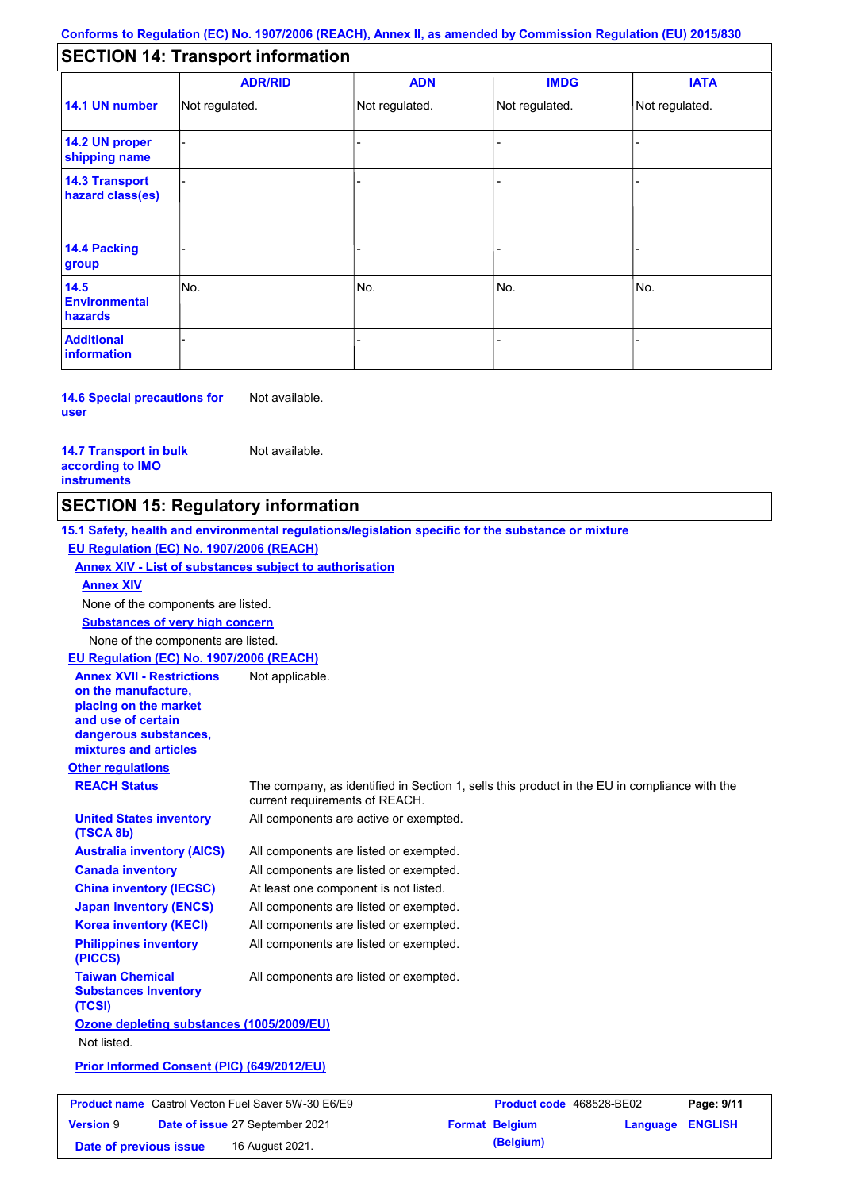## SECTION 14: Transport information

| | ADR/RID | ADN | IMDG | IATA |
|---|---|---|---|---|
| **14.1 UN number** | Not regulated. | Not regulated. | Not regulated. | Not regulated. |
| **14.2 UN proper shipping name** | - | - | - | - |
| **14.3 Transport hazard class(es)** | - | - | - | - |
| **14.4 Packing group** | - | - | - | - |
| **14.5 Environmental hazards** | No. | No. | No. | No. |
| **Additional information** | - | - | - | - |

**14.6 Special precautions for user** Not available.

**14.7 Transport in bulk according to IMO instruments** Not available.

## SECTION 15: Regulatory information

**15.1 Safety, health and environmental regulations/legislation specific for the substance or mixture**

**EU Regulation (EC) No. 1907/2006 (REACH)**

**Annex XIV - List of substances subject to authorisation**

**Annex XIV**

None of the components are listed.

**Substances of very high concern**

None of the components are listed.

**EU Regulation (EC) No. 1907/2006 (REACH)**

**Annex XVII - Restrictions on the manufacture, placing on the market and use of certain dangerous substances, mixtures and articles** Not applicable.

**Other regulations**

**REACH Status** The company, as identified in Section 1, sells this product in the EU in compliance with the current requirements of REACH.

**United States inventory (TSCA 8b)** All components are active or exempted.

**Australia inventory (AICS)** All components are listed or exempted.

**Canada inventory** All components are listed or exempted.

**China inventory (IECSC)** At least one component is not listed.

**Japan inventory (ENCS)** All components are listed or exempted.

**Korea inventory (KECI)** All components are listed or exempted.

**Philippines inventory (PICCS)** All components are listed or exempted.

**Taiwan Chemical Substances Inventory (TCSI)** All components are listed or exempted.

**Ozone depleting substances (1005/2009/EU)**

Not listed.

**Prior Informed Consent (PIC) (649/2012/EU)**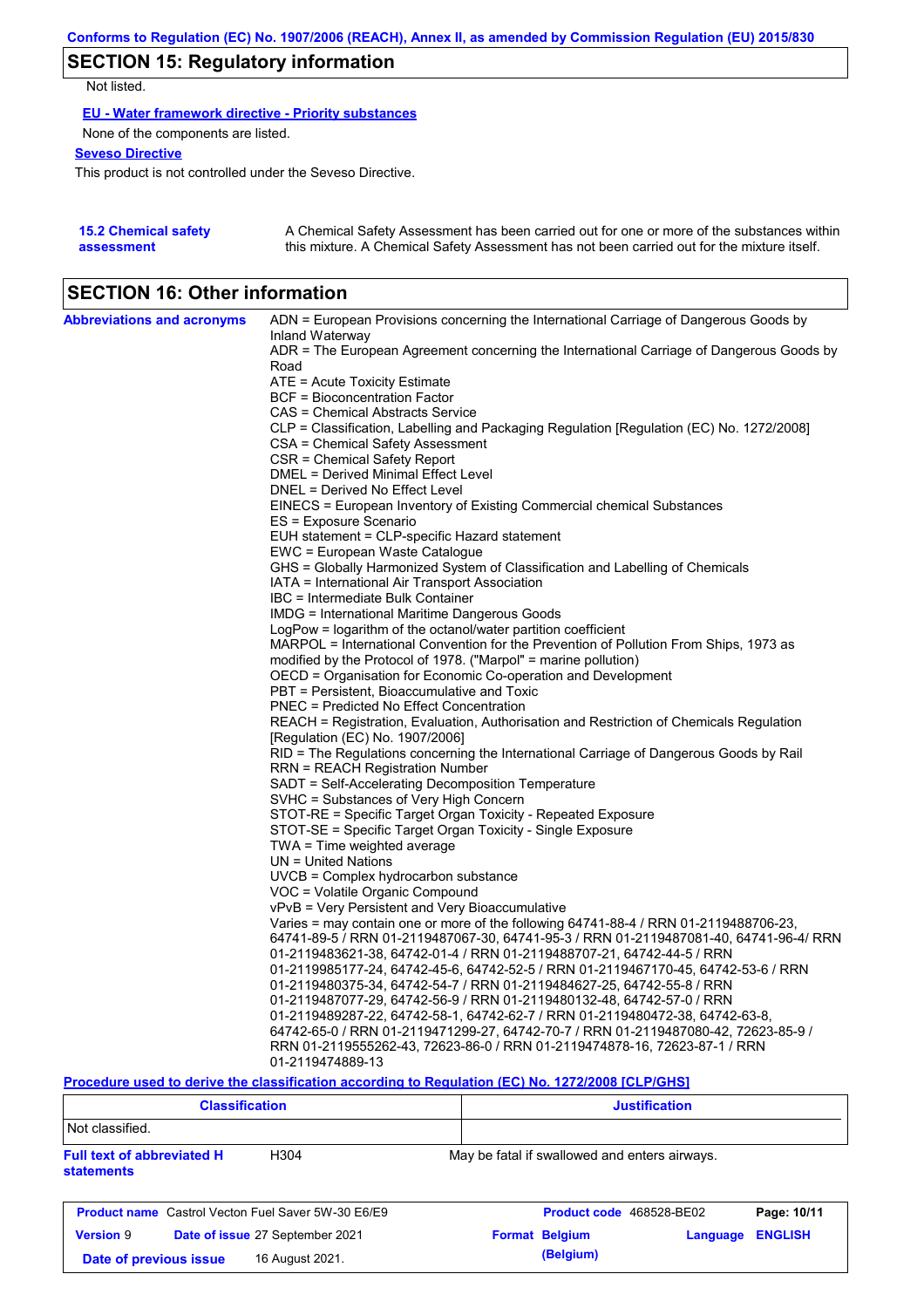## SECTION 15: Regulatory information

Not listed.

**EU - Water framework directive - Priority substances**

None of the components are listed.

**Seveso Directive**

This product is not controlled under the Seveso Directive.

**15.2 Chemical safety assessment**

A Chemical Safety Assessment has been carried out for one or more of the substances within this mixture. A Chemical Safety Assessment has not been carried out for the mixture itself.

## SECTION 16: Other information

**Abbreviations and acronyms**

ADN = European Provisions concerning the International Carriage of Dangerous Goods by Inland Waterway
ADR = The European Agreement concerning the International Carriage of Dangerous Goods by Road
ATE = Acute Toxicity Estimate
BCF = Bioconcentration Factor
CAS = Chemical Abstracts Service
CLP = Classification, Labelling and Packaging Regulation [Regulation (EC) No. 1272/2008]
CSA = Chemical Safety Assessment
CSR = Chemical Safety Report
DMEL = Derived Minimal Effect Level
DNEL = Derived No Effect Level
EINECS = European Inventory of Existing Commercial chemical Substances
ES = Exposure Scenario
EUH statement = CLP-specific Hazard statement
EWC = European Waste Catalogue
GHS = Globally Harmonized System of Classification and Labelling of Chemicals
IATA = International Air Transport Association
IBC = Intermediate Bulk Container
IMDG = International Maritime Dangerous Goods
LogPow = logarithm of the octanol/water partition coefficient
MARPOL = International Convention for the Prevention of Pollution From Ships, 1973 as modified by the Protocol of 1978. ("Marpol" = marine pollution)
OECD = Organisation for Economic Co-operation and Development
PBT = Persistent, Bioaccumulative and Toxic
PNEC = Predicted No Effect Concentration
REACH = Registration, Evaluation, Authorisation and Restriction of Chemicals Regulation [Regulation (EC) No. 1907/2006]
RID = The Regulations concerning the International Carriage of Dangerous Goods by Rail
RRN = REACH Registration Number
SADT = Self-Accelerating Decomposition Temperature
SVHC = Substances of Very High Concern
STOT-RE = Specific Target Organ Toxicity - Repeated Exposure
STOT-SE = Specific Target Organ Toxicity - Single Exposure
TWA = Time weighted average
UN = United Nations
UVCB = Complex hydrocarbon substance
VOC = Volatile Organic Compound
vPvB = Very Persistent and Very Bioaccumulative
Varies = may contain one or more of the following 64741-88-4 / RRN 01-2119488706-23, 64741-89-5 / RRN 01-2119487067-30, 64741-95-3 / RRN 01-2119487081-40, 64741-96-4/ RRN 01-2119483621-38, 64742-01-4 / RRN 01-2119488707-21, 64742-44-5 / RRN 01-2119985177-24, 64742-45-6, 64742-52-5 / RRN 01-2119467170-45, 64742-53-6 / RRN 01-2119480375-34, 64742-54-7 / RRN 01-2119484627-25, 64742-55-8 / RRN 01-2119487077-29, 64742-56-9 / RRN 01-2119480132-48, 64742-57-0 / RRN 01-2119489287-22, 64742-58-1, 64742-62-7 / RRN 01-2119480472-38, 64742-63-8, 64742-65-0 / RRN 01-2119471299-27, 64742-70-7 / RRN 01-2119487080-42, 72623-85-9 / RRN 01-2119555262-43, 72623-86-0 / RRN 01-2119474878-16, 72623-87-1 / RRN 01-2119474889-13

**Procedure used to derive the classification according to Regulation (EC) No. 1272/2008 [CLP/GHS]**

| Classification | Justification |
|---|---|
| Not classified. | |

**Full text of abbreviated H statements**

| | |
|---|---|
| H304 | May be fatal if swallowed and enters airways. |

| | | | |
|---|---|---|---|
| **Product name** Castrol Vecton Fuel Saver 5W-30 E6/E9 | | **Product code** 468528-BE02 | |
| **Version** 9 | **Date of issue** 27 September 2021 | **Format** Belgium (Belgium) | **Language** ENGLISH |
| **Date of previous issue** | 16 August 2021. | | |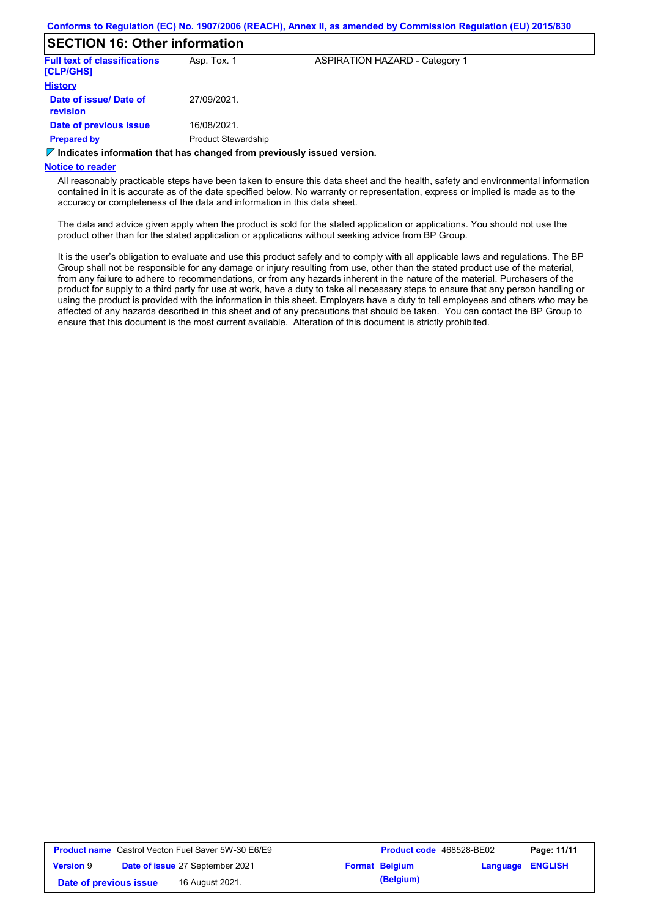## SECTION 16: Other information

| | | |
|---|---|---|
| **Full text of classifications [CLP/GHS]** | Asp. Tox. 1 | ASPIRATION HAZARD - Category 1 |

**History**

| | |
|---|---|
| **Date of issue/ Date of revision** | 27/09/2021. |
| **Date of previous issue** | 16/08/2021. |
| **Prepared by** | Product Stewardship |

**Indicates information that has changed from previously issued version.**

**Notice to reader**

All reasonably practicable steps have been taken to ensure this data sheet and the health, safety and environmental information contained in it is accurate as of the date specified below. No warranty or representation, express or implied is made as to the accuracy or completeness of the data and information in this data sheet.

The data and advice given apply when the product is sold for the stated application or applications. You should not use the product other than for the stated application or applications without seeking advice from BP Group.

It is the user's obligation to evaluate and use this product safely and to comply with all applicable laws and regulations. The BP Group shall not be responsible for any damage or injury resulting from use, other than the stated product use of the material, from any failure to adhere to recommendations, or from any hazards inherent in the nature of the material. Purchasers of the product for supply to a third party for use at work, have a duty to take all necessary steps to ensure that any person handling or using the product is provided with the information in this sheet. Employers have a duty to tell employees and others who may be affected of any hazards described in this sheet and of any precautions that should be taken. You can contact the BP Group to ensure that this document is the most current available. Alteration of this document is strictly prohibited.